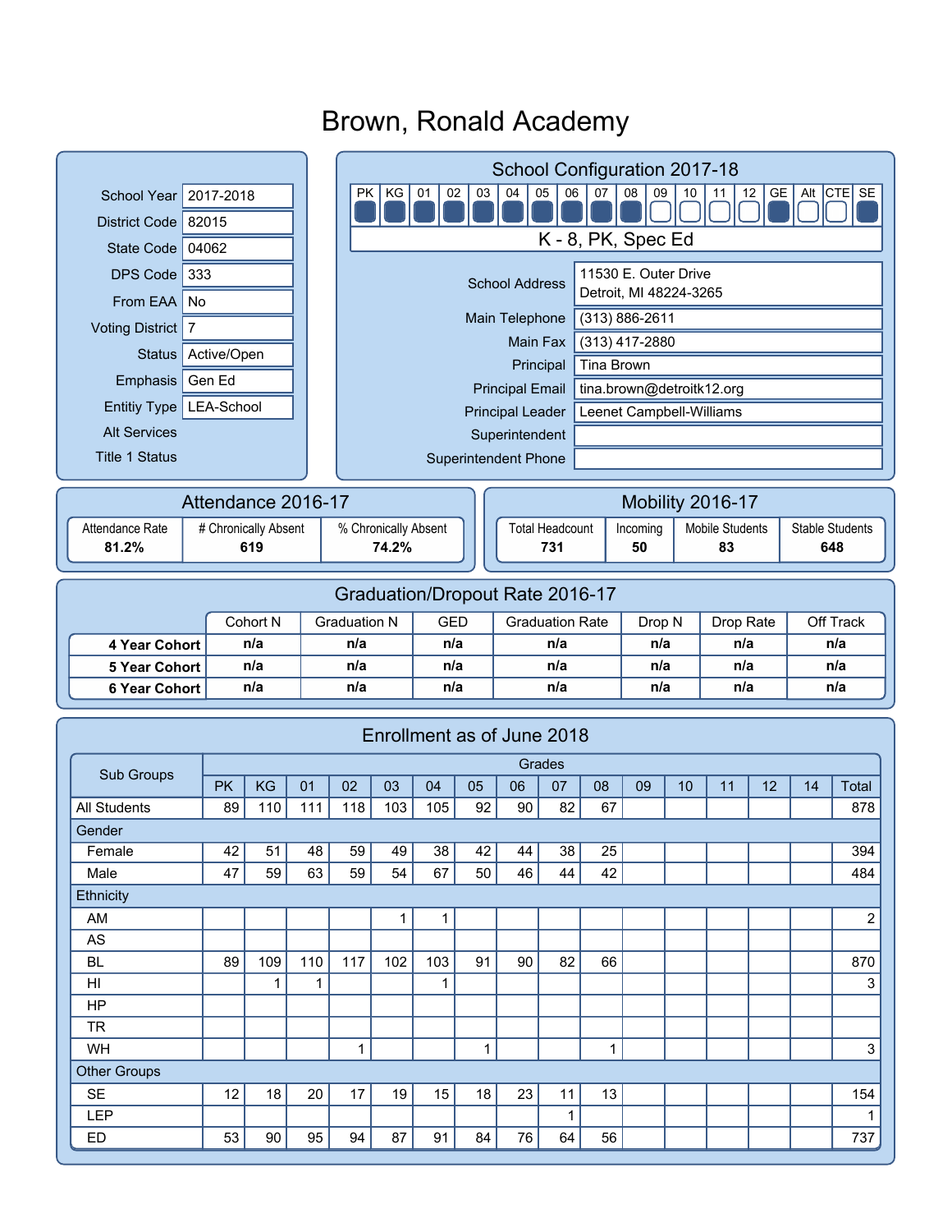# Brown, Ronald Academy

| | |
|---|---|
| School Year | 2017-2018 |
| District Code | 82015 |
| State Code | 04062 |
| DPS Code | 333 |
| From EAA | No |
| Voting District | 7 |
| Status | Active/Open |
| Emphasis | Gen Ed |
| Entitiy Type | LEA-School |
| Alt Services | |
| Title 1 Status | |

## School Configuration 2017-18

| PK | KG | 01 | 02 | 03 | 04 | 05 | 06 | 07 | 08 | 09 | 10 | 11 | 12 | GE | Alt | CTE | SE |
|---|---|---|---|---|---|---|---|---|---|---|---|---|---|---|---|---|---|
| ■ | ■ | ■ | ■ | ■ | ■ | ■ | ■ | ■ | ■ | □ | □ | □ | □ | ■ | □ | □ | ■ |

K - 8, PK, Spec Ed

| | |
|---|---|
| School Address | 11530 E. Outer Drive<br>Detroit, MI 48224-3265 |
| Main Telephone | (313) 886-2611 |
| Main Fax | (313) 417-2880 |
| Principal | Tina Brown |
| Principal Email | tina.brown@detroitk12.org |
| Principal Leader | Leenet Campbell-Williams |
| Superintendent | |
| Superintendent Phone | |

## Attendance 2016-17

| Attendance Rate | # Chronically Absent | % Chronically Absent |
|---|---|---|
| 81.2% | 619 | 74.2% |

## Mobility 2016-17

| Total Headcount | Incoming | Mobile Students | Stable Students |
|---|---|---|---|
| 731 | 50 | 83 | 648 |

## Graduation/Dropout Rate 2016-17

| | Cohort N | Graduation N | GED | Graduation Rate | Drop N | Drop Rate | Off Track |
|---|---|---|---|---|---|---|---|
| **4 Year Cohort** | n/a | n/a | n/a | n/a | n/a | n/a | n/a |
| **5 Year Cohort** | n/a | n/a | n/a | n/a | n/a | n/a | n/a |
| **6 Year Cohort** | n/a | n/a | n/a | n/a | n/a | n/a | n/a |

## Enrollment as of June 2018

| Sub Groups | Grades | | | | | | | | | | | | | | |
|---|---|---|---|---|---|---|---|---|---|---|---|---|---|---|---|
| | PK | KG | 01 | 02 | 03 | 04 | 05 | 06 | 07 | 08 | 09 | 10 | 11 | 12 | 14 | Total |
| All Students | 89 | 110 | 111 | 118 | 103 | 105 | 92 | 90 | 82 | 67 | | | | | | 878 |
| Gender | | | | | | | | | | | | | | | | |
| Female | 42 | 51 | 48 | 59 | 49 | 38 | 42 | 44 | 38 | 25 | | | | | | 394 |
| Male | 47 | 59 | 63 | 59 | 54 | 67 | 50 | 46 | 44 | 42 | | | | | | 484 |
| Ethnicity | | | | | | | | | | | | | | | | |
| AM | | | | | 1 | 1 | | | | | | | | | | 2 |
| AS | | | | | | | | | | | | | | | | |
| BL | 89 | 109 | 110 | 117 | 102 | 103 | 91 | 90 | 82 | 66 | | | | | | 870 |
| HI | | 1 | 1 | | | 1 | | | | | | | | | | 3 |
| HP | | | | | | | | | | | | | | | | |
| TR | | | | | | | | | | | | | | | | |
| WH | | | | 1 | | | 1 | | | 1 | | | | | | 3 |
| Other Groups | | | | | | | | | | | | | | | | |
| SE | 12 | 18 | 20 | 17 | 19 | 15 | 18 | 23 | 11 | 13 | | | | | | 154 |
| LEP | | | | | | | | | 1 | | | | | | | 1 |
| ED | 53 | 90 | 95 | 94 | 87 | 91 | 84 | 76 | 64 | 56 | | | | | | 737 |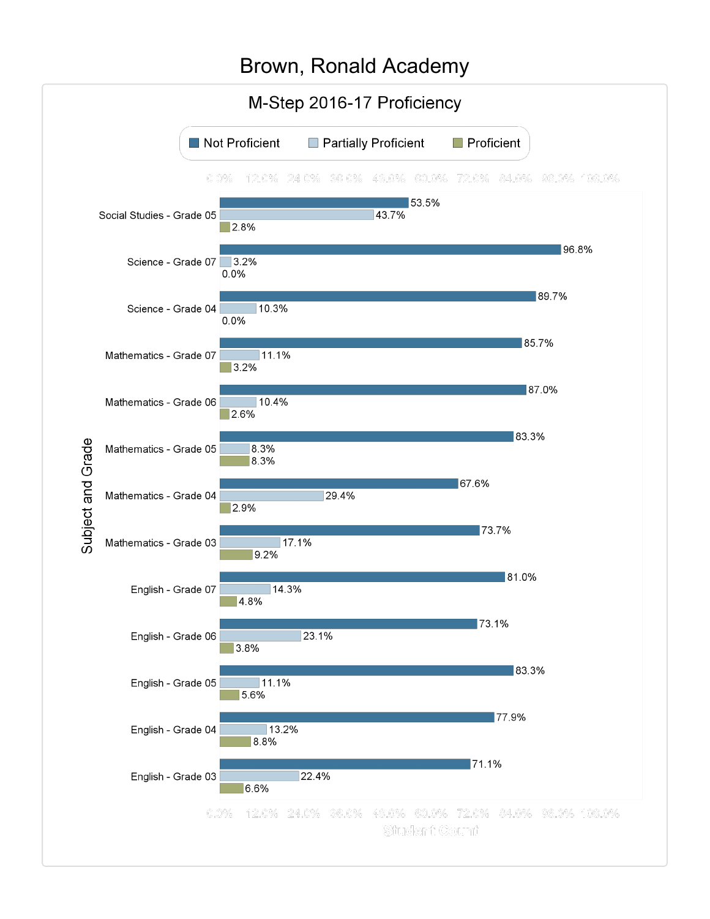# Brown, Ronald Academy

## M-Step 2016-17 Proficiency

| Subject and Grade | Not Proficient | Partially Proficient | Proficient |
|---|---|---|---|
| Social Studies - Grade 05 | 53.5% | 43.7% | 2.8% |
| Science - Grade 07 | 96.8% | 3.2% | 0.0% |
| Science - Grade 04 | 89.7% | 10.3% | 0.0% |
| Mathematics - Grade 07 | 85.7% | 11.1% | 3.2% |
| Mathematics - Grade 06 | 87.0% | 10.4% | 2.6% |
| Mathematics - Grade 05 | 83.3% | 8.3% | 8.3% |
| Mathematics - Grade 04 | 67.6% | 29.4% | 2.9% |
| Mathematics - Grade 03 | 73.7% | 17.1% | 9.2% |
| English - Grade 07 | 81.0% | 14.3% | 4.8% |
| English - Grade 06 | 73.1% | 23.1% | 3.8% |
| English - Grade 05 | 83.3% | 11.1% | 5.6% |
| English - Grade 04 | 77.9% | 13.2% | 8.8% |
| English - Grade 03 | 71.1% | 22.4% | 6.6% |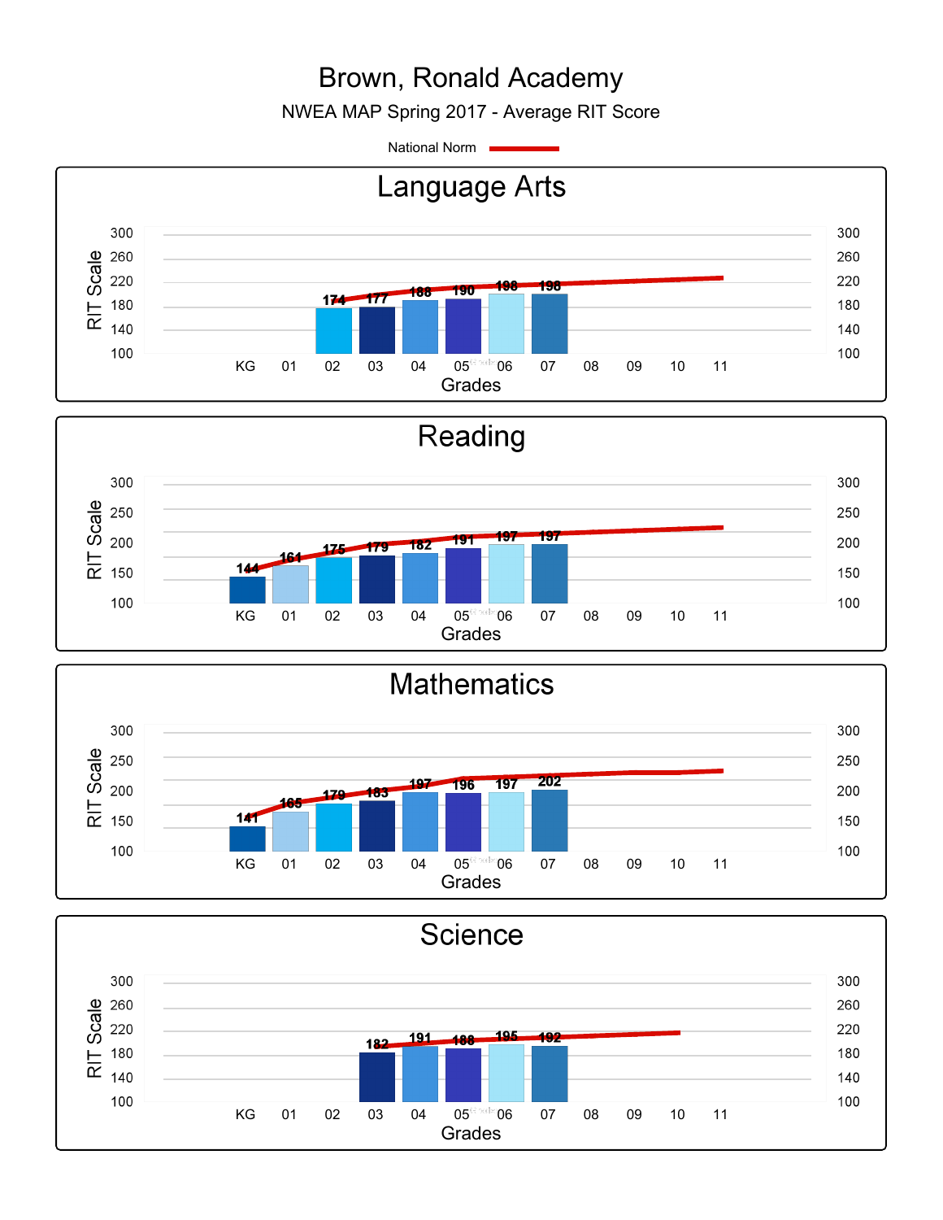# Brown, Ronald Academy

## NWEA MAP Spring 2017 - Average RIT Score

National Norm

### Language Arts

| Grades | KG | 01 | 02 | 03 | 04 | 05 | 06 | 07 | 08 | 09 | 10 | 11 |
|---|---|---|---|---|---|---|---|---|---|---|---|---|
| RIT Score | | | 174 | 177 | 188 | 190 | 198 | 198 | | | | |

### Reading

| Grades | KG | 01 | 02 | 03 | 04 | 05 | 06 | 07 | 08 | 09 | 10 | 11 |
|---|---|---|---|---|---|---|---|---|---|---|---|---|
| RIT Score | 144 | 161 | 175 | 179 | 182 | 191 | 197 | 197 | | | | |

### Mathematics

| Grades | KG | 01 | 02 | 03 | 04 | 05 | 06 | 07 | 08 | 09 | 10 | 11 |
|---|---|---|---|---|---|---|---|---|---|---|---|---|
| RIT Score | 141 | 165 | 179 | 183 | 197 | 196 | 197 | 202 | | | | |

### Science

| Grades | KG | 01 | 02 | 03 | 04 | 05 | 06 | 07 | 08 | 09 | 10 | 11 |
|---|---|---|---|---|---|---|---|---|---|---|---|---|
| RIT Score | | | | 182 | 191 | 188 | 195 | 192 | | | | |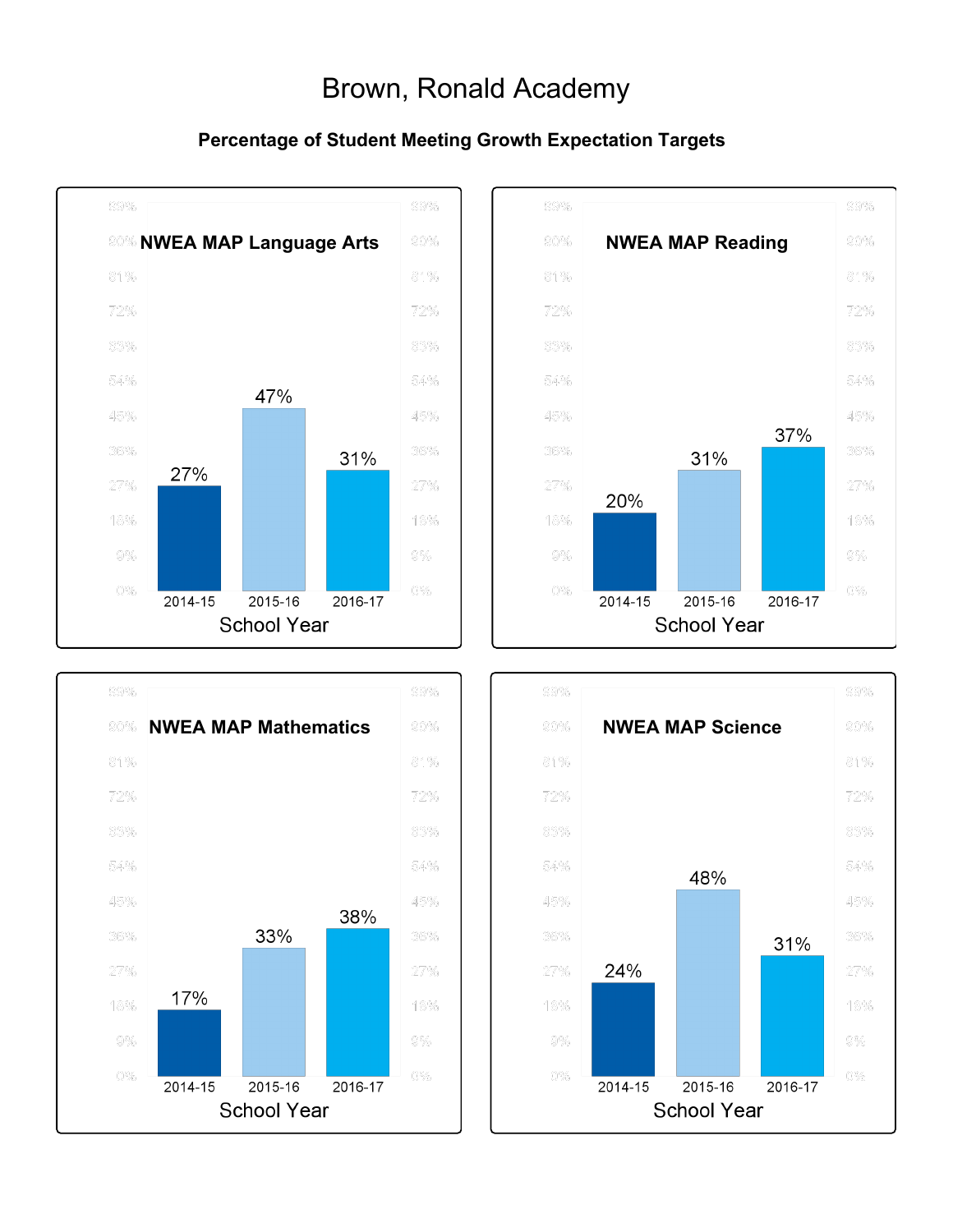# Brown, Ronald Academy

**Percentage of Student Meeting Growth Expectation Targets**

**NWEA MAP Language Arts**

27%
47%
31%

2014-15
2015-16
2016-17

School Year

**NWEA MAP Reading**

20%
31%
37%

2014-15
2015-16
2016-17

School Year

**NWEA MAP Mathematics**

17%
33%
38%

2014-15
2015-16
2016-17

School Year

**NWEA MAP Science**

24%
48%
31%

2014-15
2015-16
2016-17

School Year